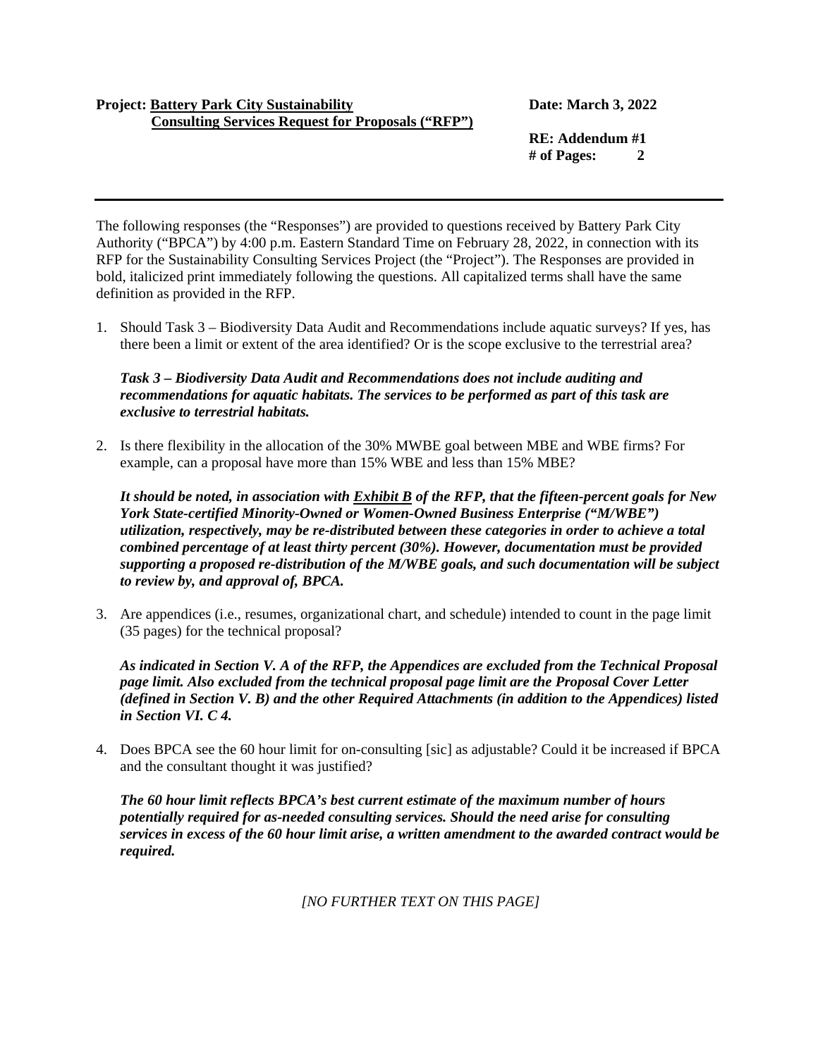**Project: <u>Battery Park City Sustainability Consulting Services Request for Proposals ("RFP")</u>**

**Date: March 3, 2022**

**RE: Addendum #1**
**# of Pages: 2**

---

The following responses (the "Responses") are provided to questions received by Battery Park City Authority ("BPCA") by 4:00 p.m. Eastern Standard Time on February 28, 2022, in connection with its RFP for the Sustainability Consulting Services Project (the "Project"). The Responses are provided in bold, italicized print immediately following the questions. All capitalized terms shall have the same definition as provided in the RFP.

1. Should Task 3 – Biodiversity Data Audit and Recommendations include aquatic surveys? If yes, has there been a limit or extent of the area identified? Or is the scope exclusive to the terrestrial area?

   ***Task 3 – Biodiversity Data Audit and Recommendations does not include auditing and recommendations for aquatic habitats. The services to be performed as part of this task are exclusive to terrestrial habitats.***

2. Is there flexibility in the allocation of the 30% MWBE goal between MBE and WBE firms? For example, can a proposal have more than 15% WBE and less than 15% MBE?

   ***It should be noted, in association with <u>Exhibit B</u> of the RFP, that the fifteen-percent goals for New York State-certified Minority-Owned or Women-Owned Business Enterprise ("M/WBE") utilization, respectively, may be re-distributed between these categories in order to achieve a total combined percentage of at least thirty percent (30%). However, documentation must be provided supporting a proposed re-distribution of the M/WBE goals, and such documentation will be subject to review by, and approval of, BPCA.***

3. Are appendices (i.e., resumes, organizational chart, and schedule) intended to count in the page limit (35 pages) for the technical proposal?

   ***As indicated in Section V. A of the RFP, the Appendices are excluded from the Technical Proposal page limit. Also excluded from the technical proposal page limit are the Proposal Cover Letter (defined in Section V. B) and the other Required Attachments (in addition to the Appendices) listed in Section VI. C 4.***

4. Does BPCA see the 60 hour limit for on-consulting [sic] as adjustable? Could it be increased if BPCA and the consultant thought it was justified?

   ***The 60 hour limit reflects BPCA's best current estimate of the maximum number of hours potentially required for as-needed consulting services. Should the need arise for consulting services in excess of the 60 hour limit arise, a written amendment to the awarded contract would be required.***

*[NO FURTHER TEXT ON THIS PAGE]*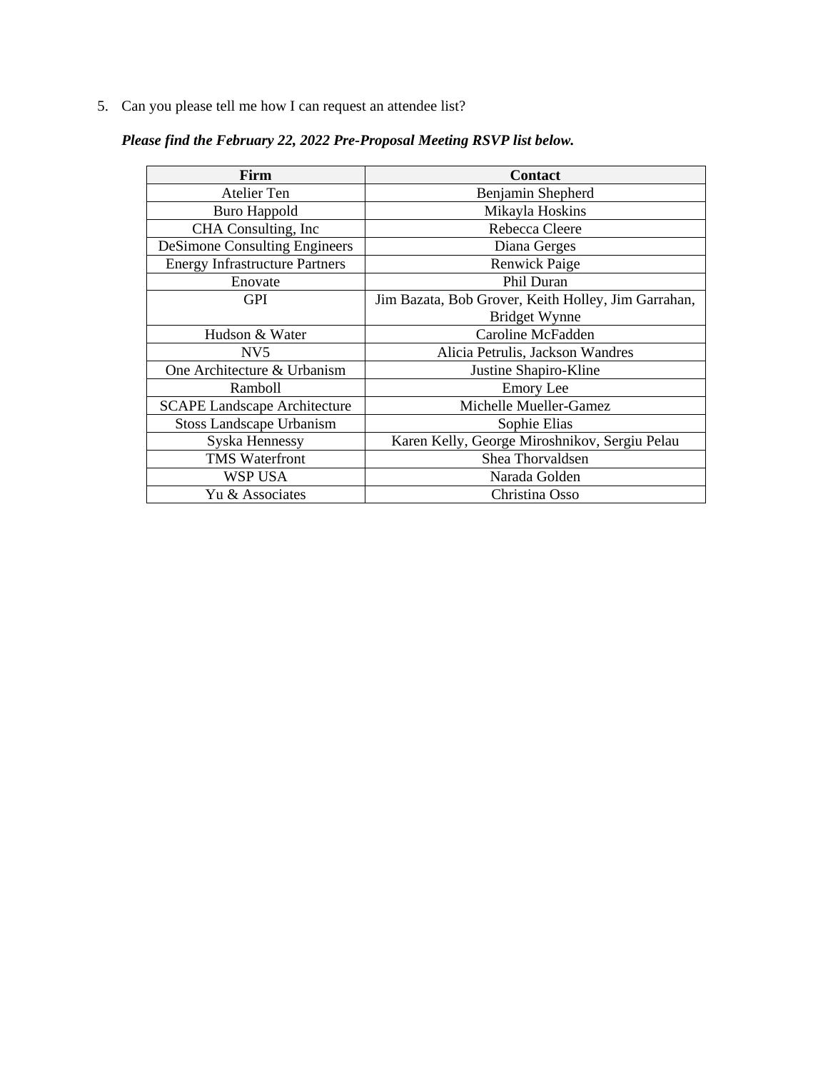5. Can you please tell me how I can request an attendee list?

   ***Please find the February 22, 2022 Pre-Proposal Meeting RSVP list below.***

| Firm | Contact |
|---|---|
| Atelier Ten | Benjamin Shepherd |
| Buro Happold | Mikayla Hoskins |
| CHA Consulting, Inc | Rebecca Cleere |
| DeSimone Consulting Engineers | Diana Gerges |
| Energy Infrastructure Partners | Renwick Paige |
| Enovate | Phil Duran |
| GPI | Jim Bazata, Bob Grover, Keith Holley, Jim Garrahan, Bridget Wynne |
| Hudson & Water | Caroline McFadden |
| NV5 | Alicia Petrulis, Jackson Wandres |
| One Architecture & Urbanism | Justine Shapiro-Kline |
| Ramboll | Emory Lee |
| SCAPE Landscape Architecture | Michelle Mueller-Gamez |
| Stoss Landscape Urbanism | Sophie Elias |
| Syska Hennessy | Karen Kelly, George Miroshnikov, Sergiu Pelau |
| TMS Waterfront | Shea Thorvaldsen |
| WSP USA | Narada Golden |
| Yu & Associates | Christina Osso |